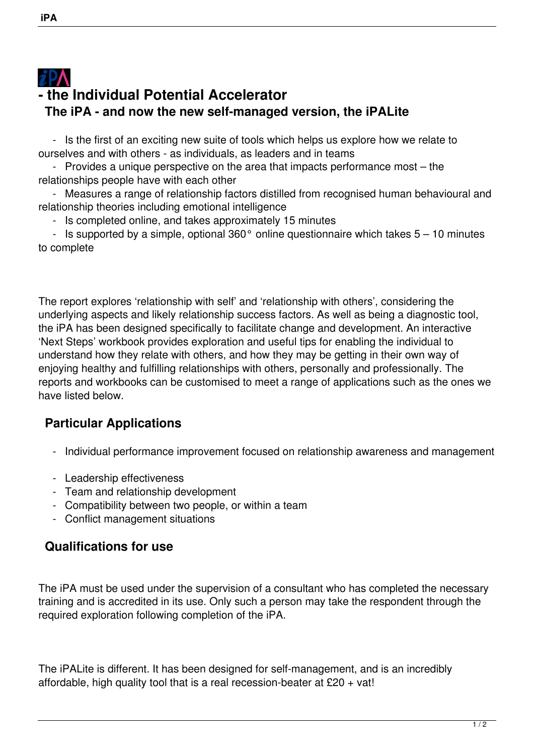# - the Individual Potential Accelerator

## The iPA - and now the new self-managed version, the iPALite

- Is the first of an exciting new suite of tools which helps us explore how we relate to ourselves and with others - as individuals, as leaders and in teams
- Provides a unique perspective on the area that impacts performance most – the relationships people have with each other
- Measures a range of relationship factors distilled from recognised human behavioural and relationship theories including emotional intelligence
- Is completed online, and takes approximately 15 minutes
- Is supported by a simple, optional 360° online questionnaire which takes 5 – 10 minutes to complete

The report explores 'relationship with self' and 'relationship with others', considering the underlying aspects and likely relationship success factors. As well as being a diagnostic tool, the iPA has been designed specifically to facilitate change and development. An interactive 'Next Steps' workbook provides exploration and useful tips for enabling the individual to understand how they relate with others, and how they may be getting in their own way of enjoying healthy and fulfilling relationships with others, personally and professionally. The reports and workbooks can be customised to meet a range of applications such as the ones we have listed below.

## Particular Applications

- Individual performance improvement focused on relationship awareness and management
- Leadership effectiveness
- Team and relationship development
- Compatibility between two people, or within a team
- Conflict management situations

## Qualifications for use

The iPA must be used under the supervision of a consultant who has completed the necessary training and is accredited in its use. Only such a person may take the respondent through the required exploration following completion of the iPA.

The iPALite is different. It has been designed for self-management, and is an incredibly affordable, high quality tool that is a real recession-beater at £20 + vat!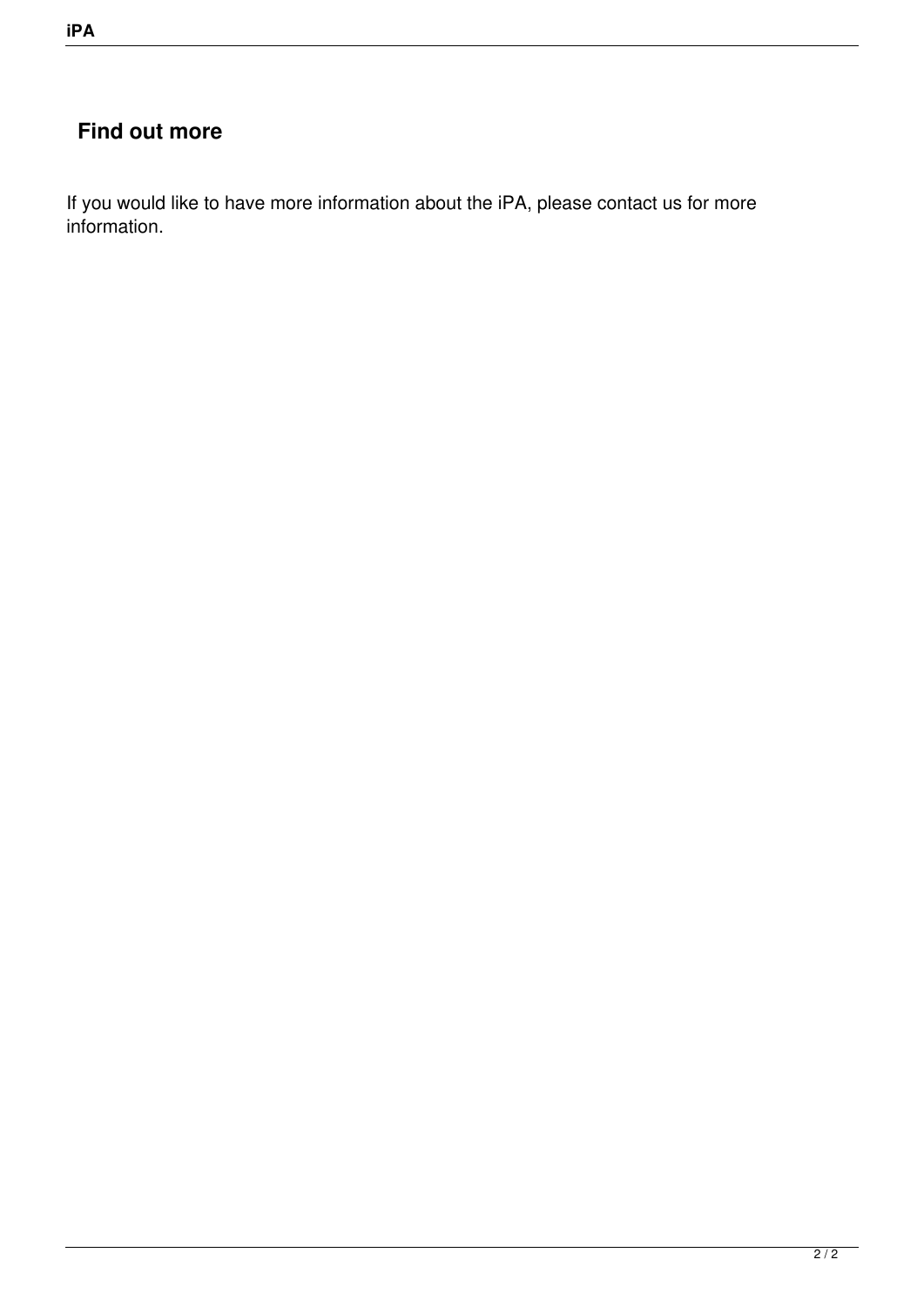## Find out more

If you would like to have more information about the iPA, please contact us for more information.